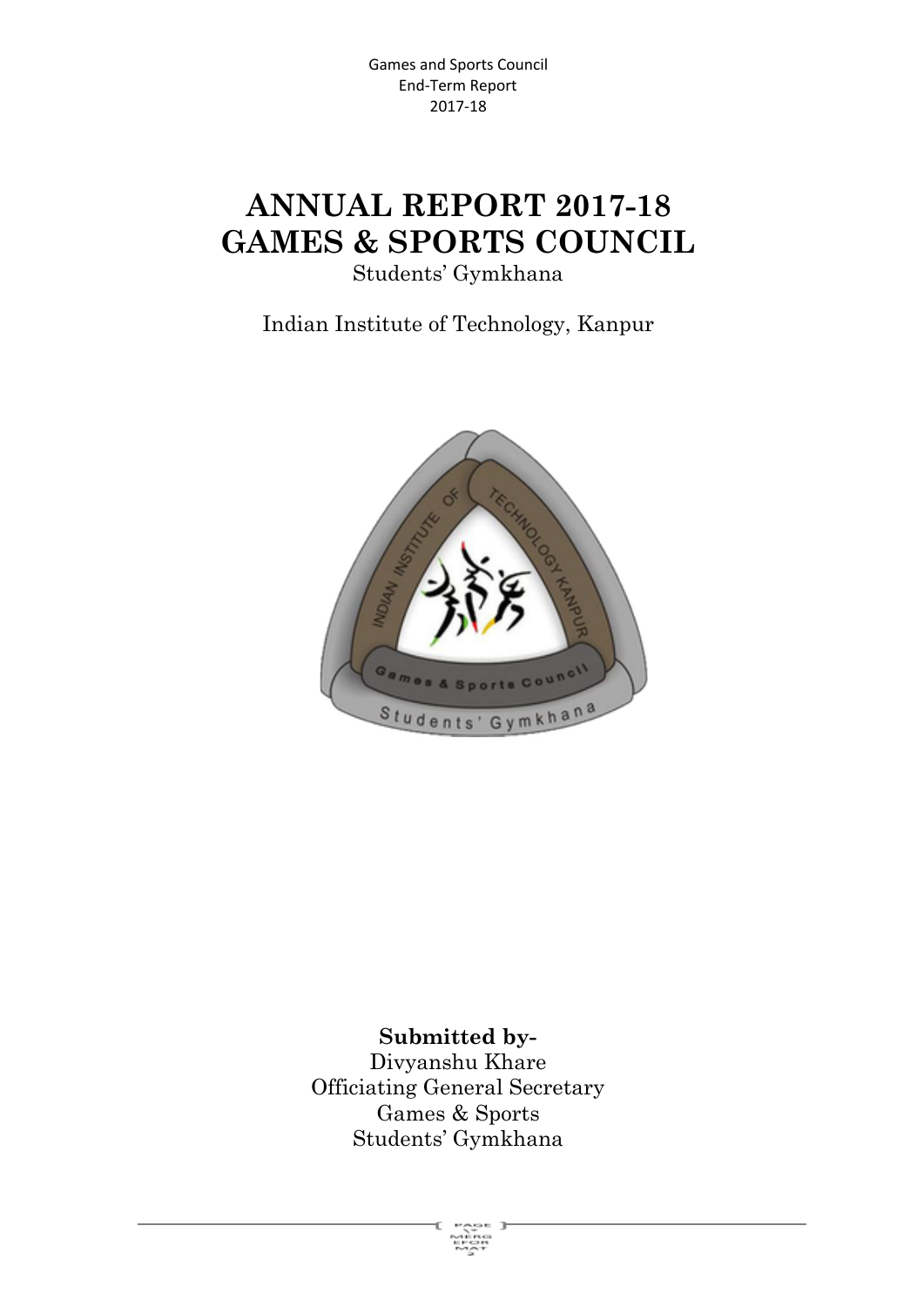# ANNUAL REPORT 2017-18
# GAMES & SPORTS COUNCIL

Students' Gymkhana

Indian Institute of Technology, Kanpur

**Submitted by-**
Divyanshu Khare
Officiating General Secretary
Games & Sports
Students' Gymkhana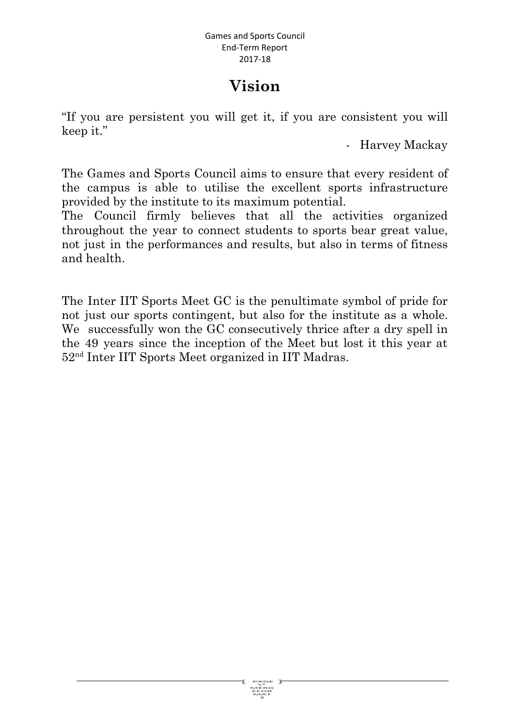# Vision

"If you are persistent you will get it, if you are consistent you will keep it."

- Harvey Mackay

The Games and Sports Council aims to ensure that every resident of the campus is able to utilise the excellent sports infrastructure provided by the institute to its maximum potential.
The Council firmly believes that all the activities organized throughout the year to connect students to sports bear great value, not just in the performances and results, but also in terms of fitness and health.

The Inter IIT Sports Meet GC is the penultimate symbol of pride for not just our sports contingent, but also for the institute as a whole. We successfully won the GC consecutively thrice after a dry spell in the 49 years since the inception of the Meet but lost it this year at 52nd Inter IIT Sports Meet organized in IIT Madras.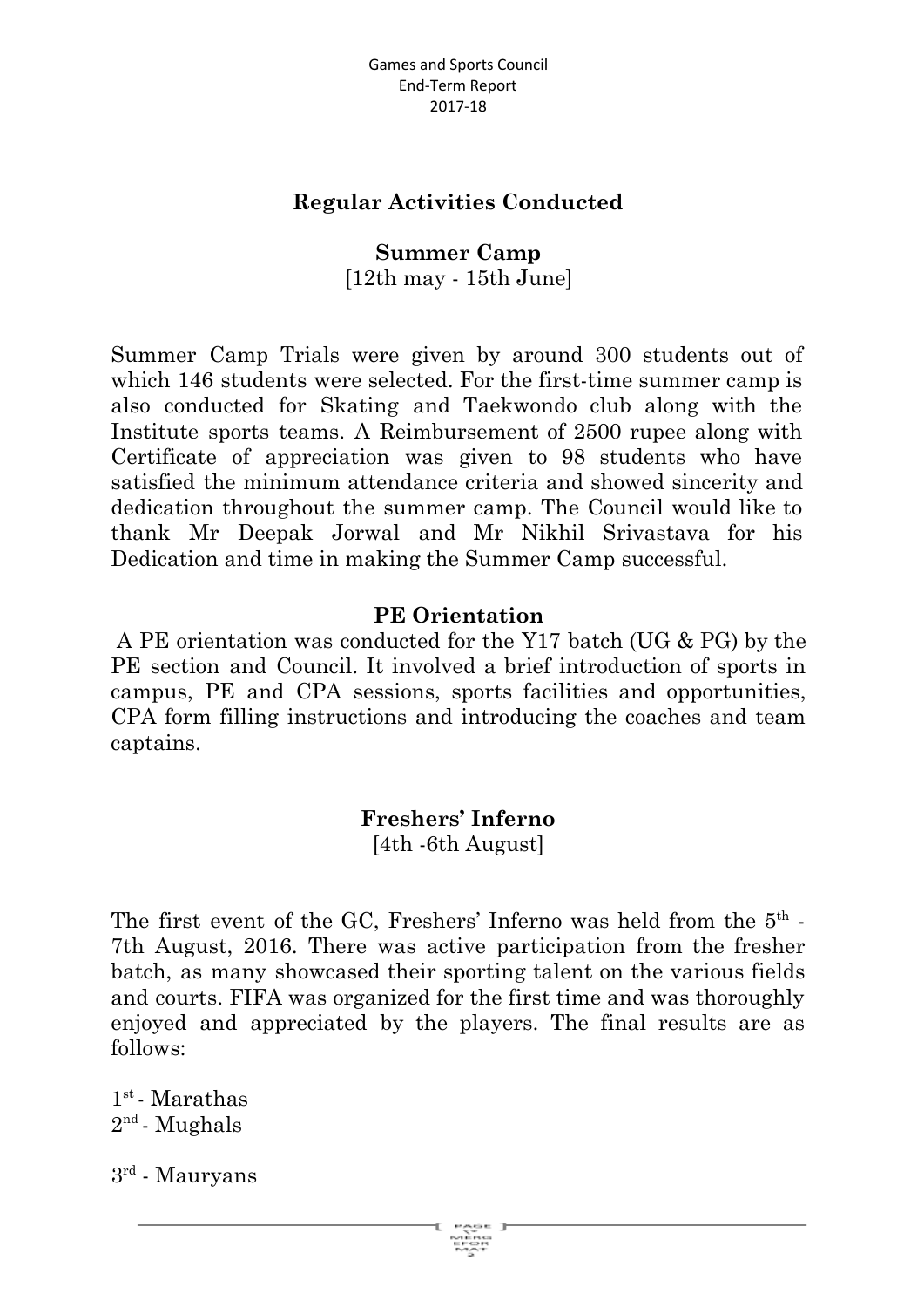## Regular Activities Conducted

### Summer Camp

[12th may - 15th June]

Summer Camp Trials were given by around 300 students out of which 146 students were selected. For the first-time summer camp is also conducted for Skating and Taekwondo club along with the Institute sports teams. A Reimbursement of 2500 rupee along with Certificate of appreciation was given to 98 students who have satisfied the minimum attendance criteria and showed sincerity and dedication throughout the summer camp. The Council would like to thank Mr Deepak Jorwal and Mr Nikhil Srivastava for his Dedication and time in making the Summer Camp successful.

### PE Orientation

A PE orientation was conducted for the Y17 batch (UG & PG) by the PE section and Council. It involved a brief introduction of sports in campus, PE and CPA sessions, sports facilities and opportunities, CPA form filling instructions and introducing the coaches and team captains.

### Freshers' Inferno

[4th -6th August]

The first event of the GC, Freshers' Inferno was held from the 5th - 7th August, 2016. There was active participation from the fresher batch, as many showcased their sporting talent on the various fields and courts. FIFA was organized for the first time and was thoroughly enjoyed and appreciated by the players. The final results are as follows:

1st - Marathas
2nd - Mughals

3rd - Mauryans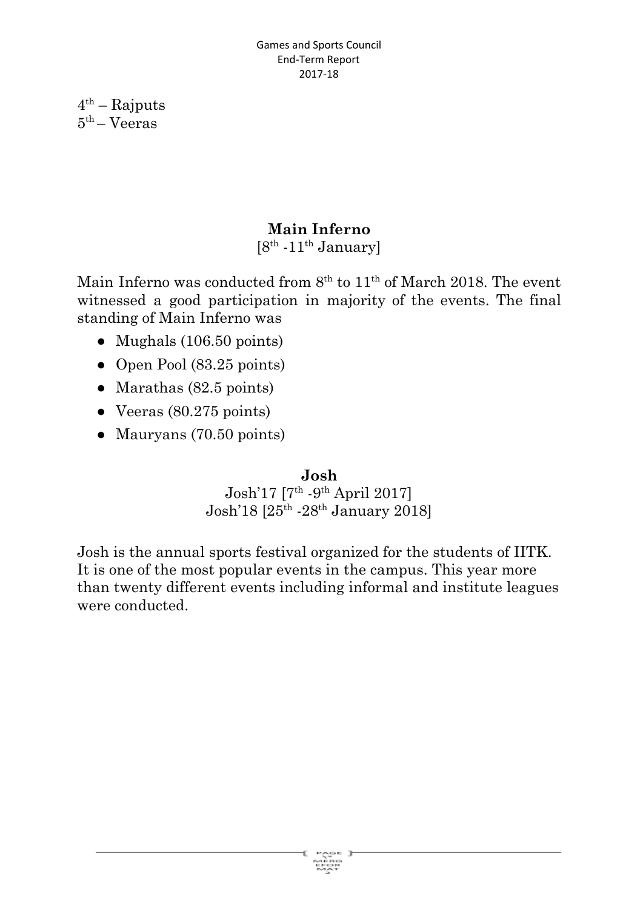4th – Rajputs
5th – Veeras

## Main Inferno

[8th -11th January]

Main Inferno was conducted from 8th to 11th of March 2018. The event witnessed a good participation in majority of the events. The final standing of Main Inferno was

- Mughals (106.50 points)
- Open Pool (83.25 points)
- Marathas (82.5 points)
- Veeras (80.275 points)
- Mauryans (70.50 points)

## Josh

Josh'17 [7th -9th April 2017]
Josh'18 [25th -28th January 2018]

Josh is the annual sports festival organized for the students of IITK. It is one of the most popular events in the campus. This year more than twenty different events including informal and institute leagues were conducted.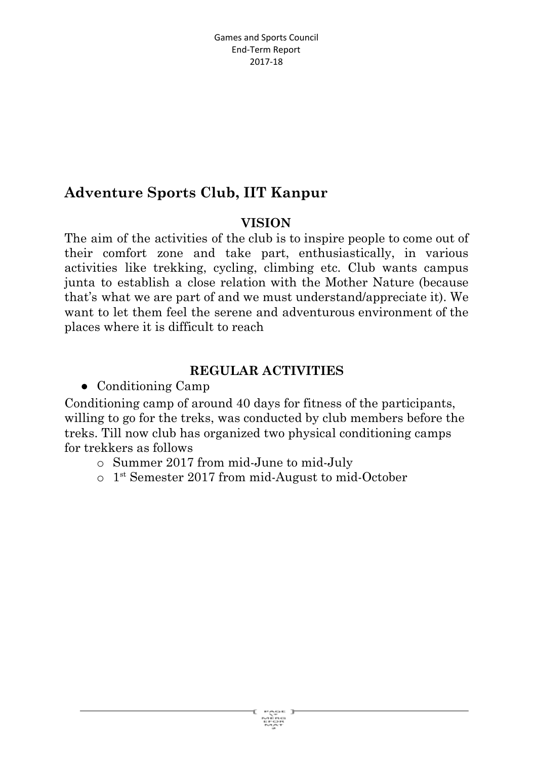## Adventure Sports Club, IIT Kanpur

### VISION

The aim of the activities of the club is to inspire people to come out of their comfort zone and take part, enthusiastically, in various activities like trekking, cycling, climbing etc. Club wants campus junta to establish a close relation with the Mother Nature (because that's what we are part of and we must understand/appreciate it). We want to let them feel the serene and adventurous environment of the places where it is difficult to reach

### REGULAR ACTIVITIES

- Conditioning Camp

Conditioning camp of around 40 days for fitness of the participants, willing to go for the treks, was conducted by club members before the treks. Till now club has organized two physical conditioning camps for trekkers as follows

  - Summer 2017 from mid-June to mid-July
  - 1st Semester 2017 from mid-August to mid-October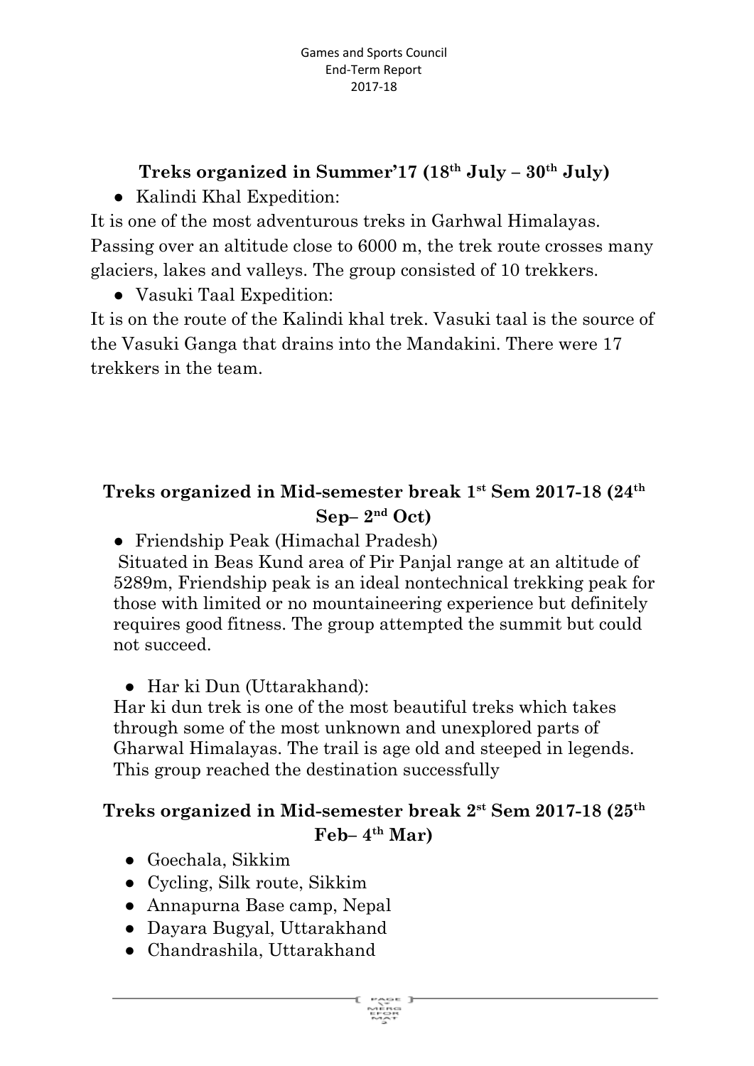## Treks organized in Summer'17 (18th July – 30th July)

- Kalindi Khal Expedition:

It is one of the most adventurous treks in Garhwal Himalayas. Passing over an altitude close to 6000 m, the trek route crosses many glaciers, lakes and valleys. The group consisted of 10 trekkers.

- Vasuki Taal Expedition:

It is on the route of the Kalindi khal trek. Vasuki taal is the source of the Vasuki Ganga that drains into the Mandakini. There were 17 trekkers in the team.

## Treks organized in Mid-semester break 1st Sem 2017-18 (24th Sep– 2nd Oct)

- Friendship Peak (Himachal Pradesh)

Situated in Beas Kund area of Pir Panjal range at an altitude of 5289m, Friendship peak is an ideal nontechnical trekking peak for those with limited or no mountaineering experience but definitely requires good fitness. The group attempted the summit but could not succeed.

- Har ki Dun (Uttarakhand):

Har ki dun trek is one of the most beautiful treks which takes through some of the most unknown and unexplored parts of Gharwal Himalayas. The trail is age old and steeped in legends. This group reached the destination successfully

## Treks organized in Mid-semester break 2st Sem 2017-18 (25th Feb– 4th Mar)

- Goechala, Sikkim
- Cycling, Silk route, Sikkim
- Annapurna Base camp, Nepal
- Dayara Bugyal, Uttarakhand
- Chandrashila, Uttarakhand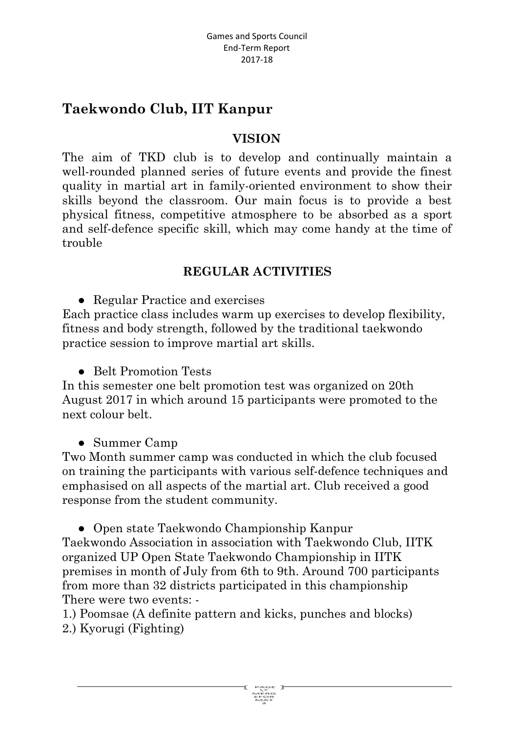## Taekwondo Club, IIT Kanpur

### VISION

The aim of TKD club is to develop and continually maintain a well-rounded planned series of future events and provide the finest quality in martial art in family-oriented environment to show their skills beyond the classroom. Our main focus is to provide a best physical fitness, competitive atmosphere to be absorbed as a sport and self-defence specific skill, which may come handy at the time of trouble

### REGULAR ACTIVITIES

- Regular Practice and exercises

Each practice class includes warm up exercises to develop flexibility, fitness and body strength, followed by the traditional taekwondo practice session to improve martial art skills.

- Belt Promotion Tests

In this semester one belt promotion test was organized on 20th August 2017 in which around 15 participants were promoted to the next colour belt.

- Summer Camp

Two Month summer camp was conducted in which the club focused on training the participants with various self-defence techniques and emphasised on all aspects of the martial art. Club received a good response from the student community.

- Open state Taekwondo Championship Kanpur

Taekwondo Association in association with Taekwondo Club, IITK organized UP Open State Taekwondo Championship in IITK premises in month of July from 6th to 9th. Around 700 participants from more than 32 districts participated in this championship
There were two events: -

1.) Poomsae (A definite pattern and kicks, punches and blocks)
2.) Kyorugi (Fighting)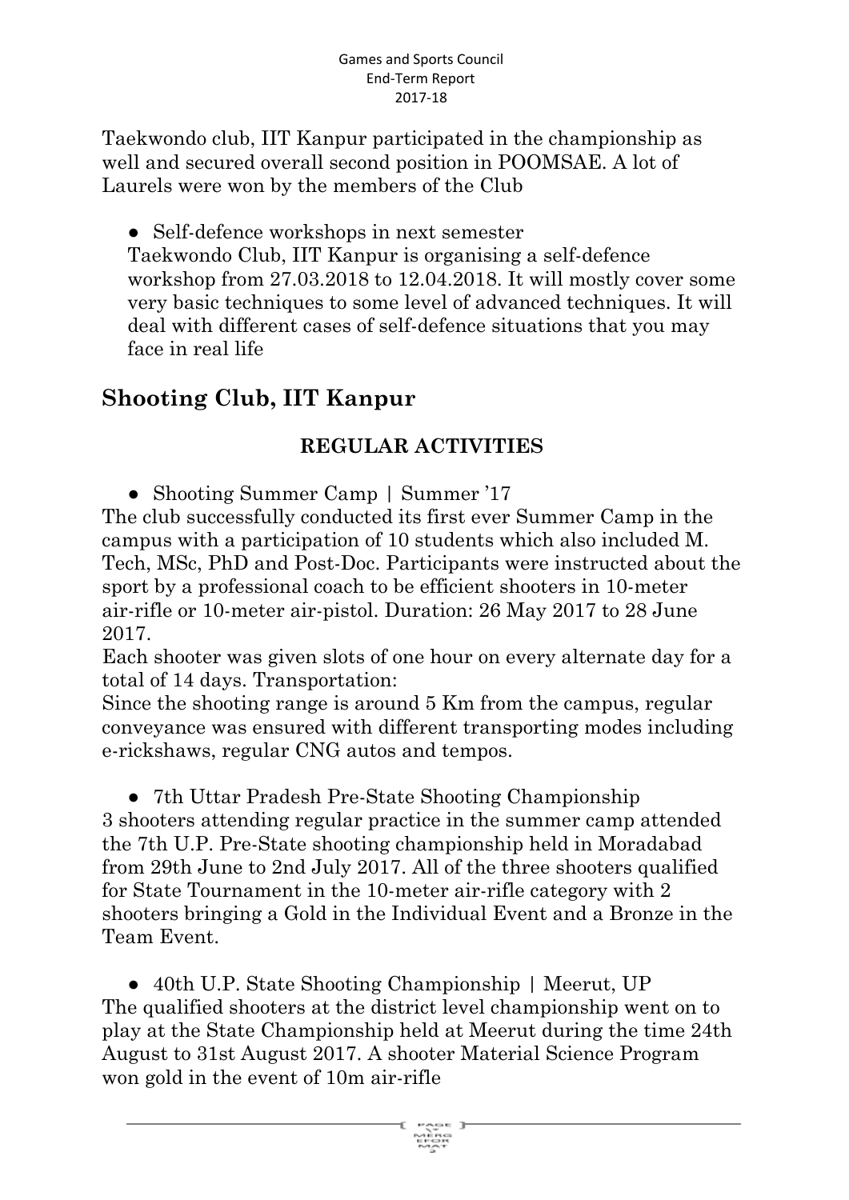Taekwondo club, IIT Kanpur participated in the championship as well and secured overall second position in POOMSAE. A lot of Laurels were won by the members of the Club

- Self-defence workshops in next semester
  Taekwondo Club, IIT Kanpur is organising a self-defence workshop from 27.03.2018 to 12.04.2018. It will mostly cover some very basic techniques to some level of advanced techniques. It will deal with different cases of self-defence situations that you may face in real life

## Shooting Club, IIT Kanpur

### REGULAR ACTIVITIES

- Shooting Summer Camp | Summer '17

The club successfully conducted its first ever Summer Camp in the campus with a participation of 10 students which also included M. Tech, MSc, PhD and Post-Doc. Participants were instructed about the sport by a professional coach to be efficient shooters in 10-meter air-rifle or 10-meter air-pistol. Duration: 26 May 2017 to 28 June 2017.

Each shooter was given slots of one hour on every alternate day for a total of 14 days. Transportation:

Since the shooting range is around 5 Km from the campus, regular conveyance was ensured with different transporting modes including e-rickshaws, regular CNG autos and tempos.

- 7th Uttar Pradesh Pre-State Shooting Championship

3 shooters attending regular practice in the summer camp attended the 7th U.P. Pre-State shooting championship held in Moradabad from 29th June to 2nd July 2017. All of the three shooters qualified for State Tournament in the 10-meter air-rifle category with 2 shooters bringing a Gold in the Individual Event and a Bronze in the Team Event.

- 40th U.P. State Shooting Championship | Meerut, UP

The qualified shooters at the district level championship went on to play at the State Championship held at Meerut during the time 24th August to 31st August 2017. A shooter Material Science Program won gold in the event of 10m air-rifle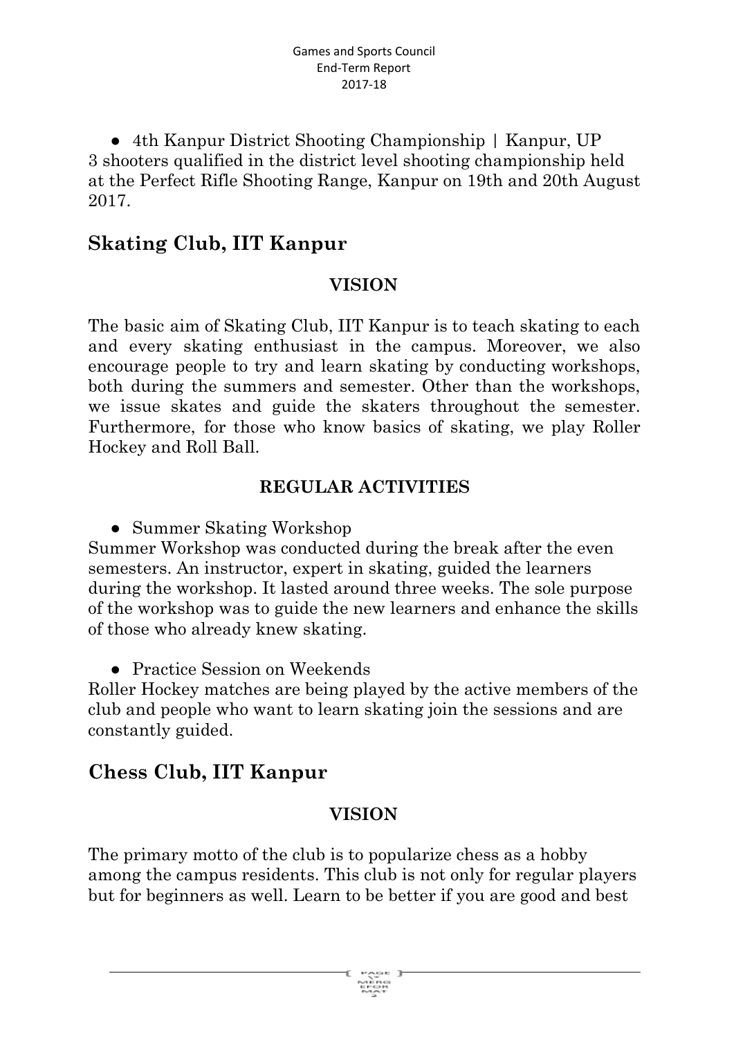- 4th Kanpur District Shooting Championship | Kanpur, UP

3 shooters qualified in the district level shooting championship held at the Perfect Rifle Shooting Range, Kanpur on 19th and 20th August 2017.

## Skating Club, IIT Kanpur

### VISION

The basic aim of Skating Club, IIT Kanpur is to teach skating to each and every skating enthusiast in the campus. Moreover, we also encourage people to try and learn skating by conducting workshops, both during the summers and semester. Other than the workshops, we issue skates and guide the skaters throughout the semester. Furthermore, for those who know basics of skating, we play Roller Hockey and Roll Ball.

### REGULAR ACTIVITIES

- Summer Skating Workshop

Summer Workshop was conducted during the break after the even semesters. An instructor, expert in skating, guided the learners during the workshop. It lasted around three weeks. The sole purpose of the workshop was to guide the new learners and enhance the skills of those who already knew skating.

- Practice Session on Weekends

Roller Hockey matches are being played by the active members of the club and people who want to learn skating join the sessions and are constantly guided.

## Chess Club, IIT Kanpur

### VISION

The primary motto of the club is to popularize chess as a hobby among the campus residents. This club is not only for regular players but for beginners as well. Learn to be better if you are good and best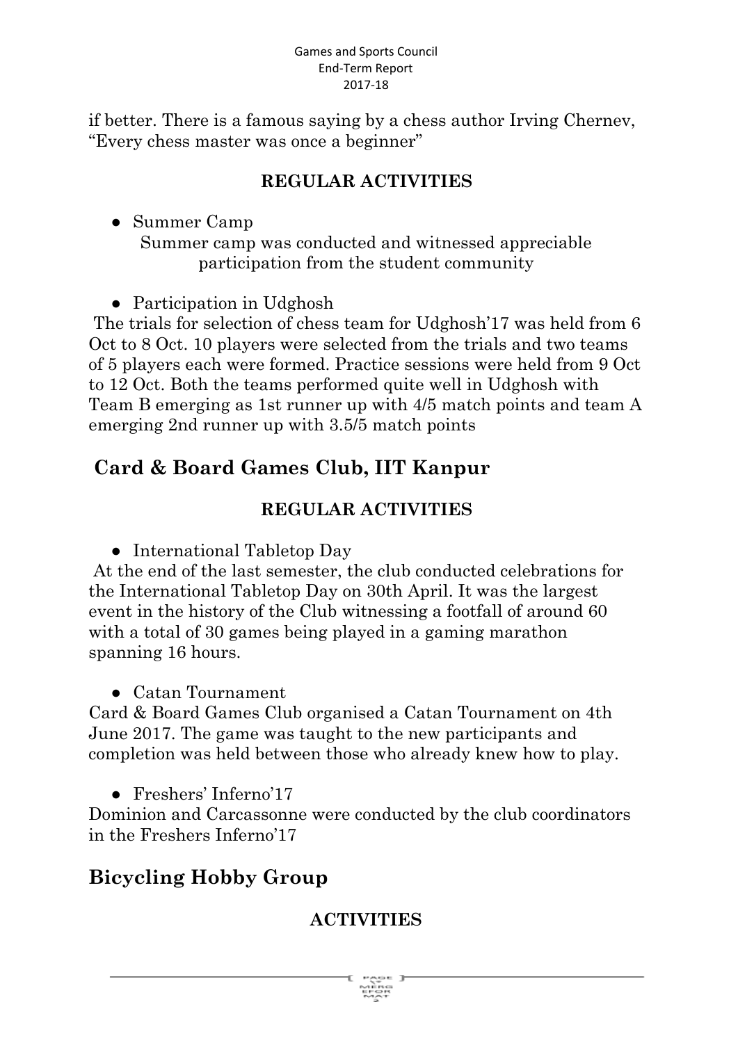if better. There is a famous saying by a chess author Irving Chernev, "Every chess master was once a beginner"

### REGULAR ACTIVITIES

- Summer Camp

  Summer camp was conducted and witnessed appreciable participation from the student community

- Participation in Udghosh

The trials for selection of chess team for Udghosh'17 was held from 6 Oct to 8 Oct. 10 players were selected from the trials and two teams of 5 players each were formed. Practice sessions were held from 9 Oct to 12 Oct. Both the teams performed quite well in Udghosh with Team B emerging as 1st runner up with 4/5 match points and team A emerging 2nd runner up with 3.5/5 match points

## Card & Board Games Club, IIT Kanpur

### REGULAR ACTIVITIES

- International Tabletop Day

At the end of the last semester, the club conducted celebrations for the International Tabletop Day on 30th April. It was the largest event in the history of the Club witnessing a footfall of around 60 with a total of 30 games being played in a gaming marathon spanning 16 hours.

- Catan Tournament

Card & Board Games Club organised a Catan Tournament on 4th June 2017. The game was taught to the new participants and completion was held between those who already knew how to play.

- Freshers' Inferno'17

Dominion and Carcassonne were conducted by the club coordinators in the Freshers Inferno'17

## Bicycling Hobby Group

### ACTIVITIES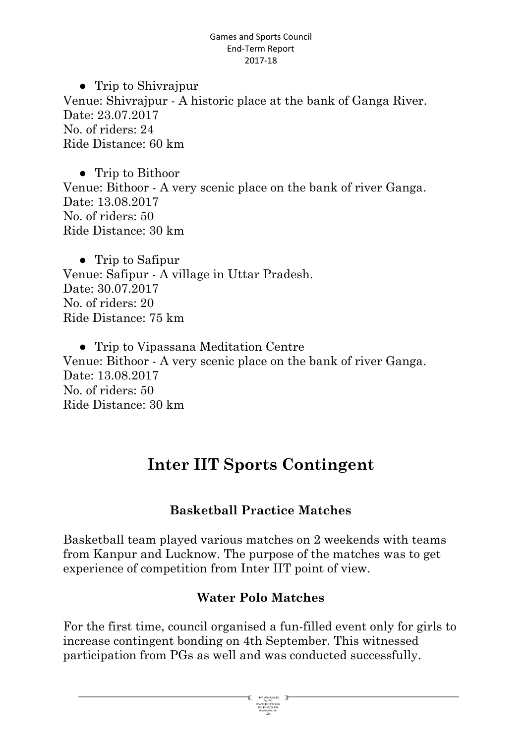- Trip to Shivrajpur

Venue: Shivrajpur - A historic place at the bank of Ganga River.
Date: 23.07.2017
No. of riders: 24
Ride Distance: 60 km

- Trip to Bithoor

Venue: Bithoor - A very scenic place on the bank of river Ganga.
Date: 13.08.2017
No. of riders: 50
Ride Distance: 30 km

- Trip to Safipur

Venue: Safipur - A village in Uttar Pradesh.
Date: 30.07.2017
No. of riders: 20
Ride Distance: 75 km

- Trip to Vipassana Meditation Centre

Venue: Bithoor - A very scenic place on the bank of river Ganga.
Date: 13.08.2017
No. of riders: 50
Ride Distance: 30 km

# Inter IIT Sports Contingent

### Basketball Practice Matches

Basketball team played various matches on 2 weekends with teams from Kanpur and Lucknow. The purpose of the matches was to get experience of competition from Inter IIT point of view.

### Water Polo Matches

For the first time, council organised a fun-filled event only for girls to increase contingent bonding on 4th September. This witnessed participation from PGs as well and was conducted successfully.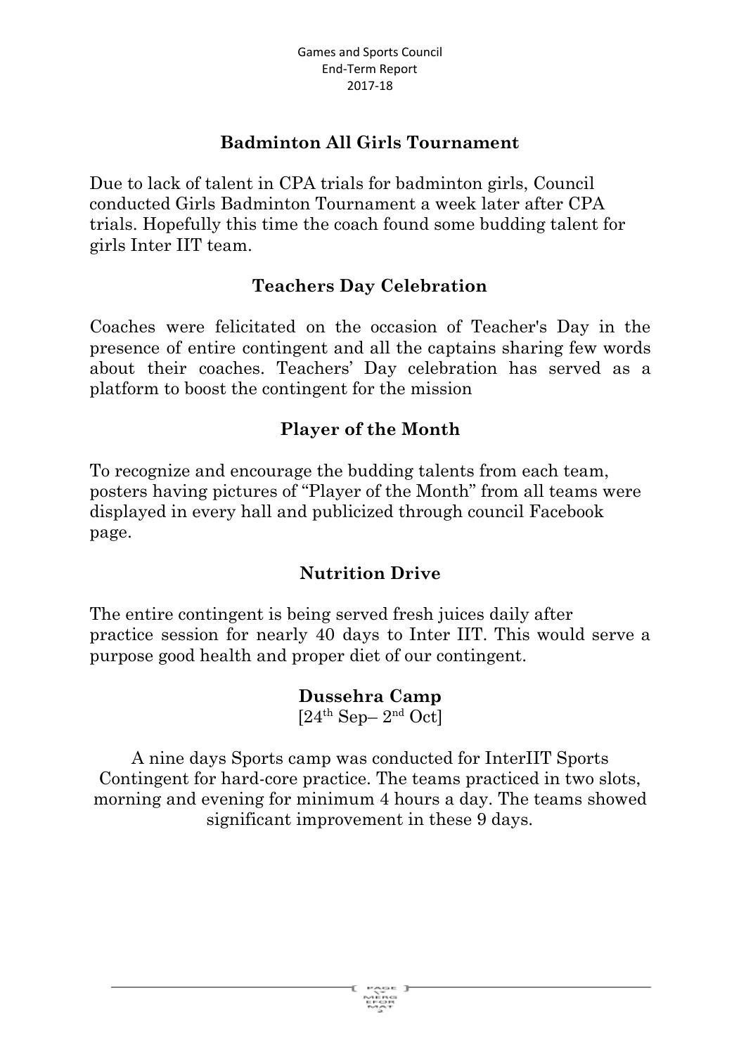## Badminton All Girls Tournament

Due to lack of talent in CPA trials for badminton girls, Council conducted Girls Badminton Tournament a week later after CPA trials. Hopefully this time the coach found some budding talent for girls Inter IIT team.

## Teachers Day Celebration

Coaches were felicitated on the occasion of Teacher's Day in the presence of entire contingent and all the captains sharing few words about their coaches. Teachers' Day celebration has served as a platform to boost the contingent for the mission

## Player of the Month

To recognize and encourage the budding talents from each team, posters having pictures of "Player of the Month" from all teams were displayed in every hall and publicized through council Facebook page.

## Nutrition Drive

The entire contingent is being served fresh juices daily after practice session for nearly 40 days to Inter IIT. This would serve a purpose good health and proper diet of our contingent.

## Dussehra Camp

[24th Sep– 2nd Oct]

A nine days Sports camp was conducted for InterIIT Sports Contingent for hard-core practice. The teams practiced in two slots, morning and evening for minimum 4 hours a day. The teams showed significant improvement in these 9 days.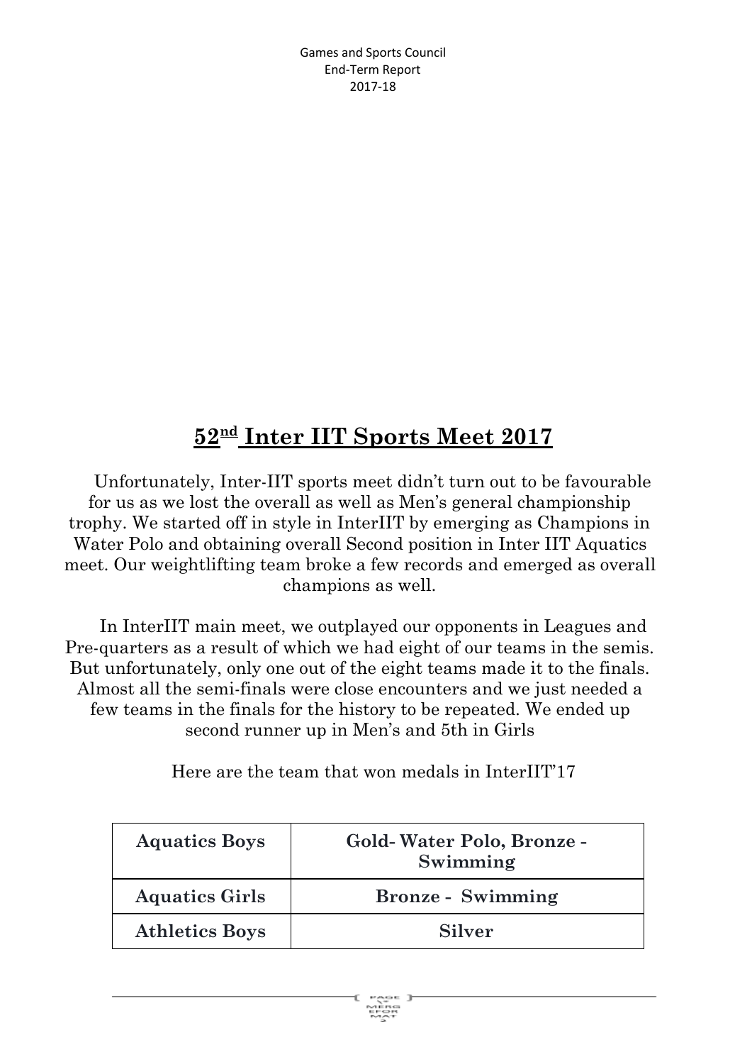## 52nd Inter IIT Sports Meet 2017

Unfortunately, Inter-IIT sports meet didn't turn out to be favourable for us as we lost the overall as well as Men's general championship trophy. We started off in style in InterIIT by emerging as Champions in Water Polo and obtaining overall Second position in Inter IIT Aquatics meet. Our weightlifting team broke a few records and emerged as overall champions as well.

In InterIIT main meet, we outplayed our opponents in Leagues and Pre-quarters as a result of which we had eight of our teams in the semis. But unfortunately, only one out of the eight teams made it to the finals. Almost all the semi-finals were close encounters and we just needed a few teams in the finals for the history to be repeated. We ended up second runner up in Men's and 5th in Girls

Here are the team that won medals in InterIIT'17

| **Aquatics Boys** | **Gold- Water Polo, Bronze - Swimming** |
|---|---|
| **Aquatics Girls** | **Bronze - Swimming** |
| **Athletics Boys** | **Silver** |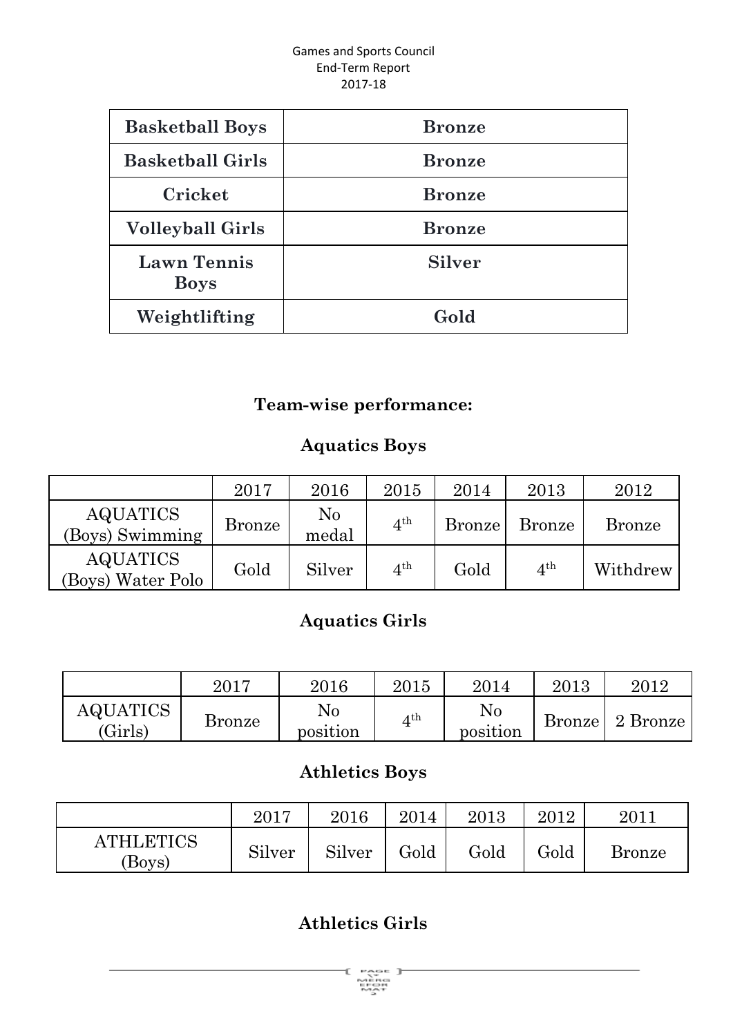| Basketball Boys | Bronze |
|---|---|
| Basketball Girls | Bronze |
| Cricket | Bronze |
| Volleyball Girls | Bronze |
| Lawn Tennis Boys | Silver |
| Weightlifting | Gold |

## Team-wise performance:

### Aquatics Boys

| | 2017 | 2016 | 2015 | 2014 | 2013 | 2012 |
|---|---|---|---|---|---|---|
| AQUATICS (Boys) Swimming | Bronze | No medal | 4th | Bronze | Bronze | Bronze |
| AQUATICS (Boys) Water Polo | Gold | Silver | 4th | Gold | 4th | Withdrew |

### Aquatics Girls

| | 2017 | 2016 | 2015 | 2014 | 2013 | 2012 |
|---|---|---|---|---|---|---|
| AQUATICS (Girls) | Bronze | No position | 4th | No position | Bronze | 2 Bronze |

### Athletics Boys

| | 2017 | 2016 | 2014 | 2013 | 2012 | 2011 |
|---|---|---|---|---|---|---|
| ATHLETICS (Boys) | Silver | Silver | Gold | Gold | Gold | Bronze |

### Athletics Girls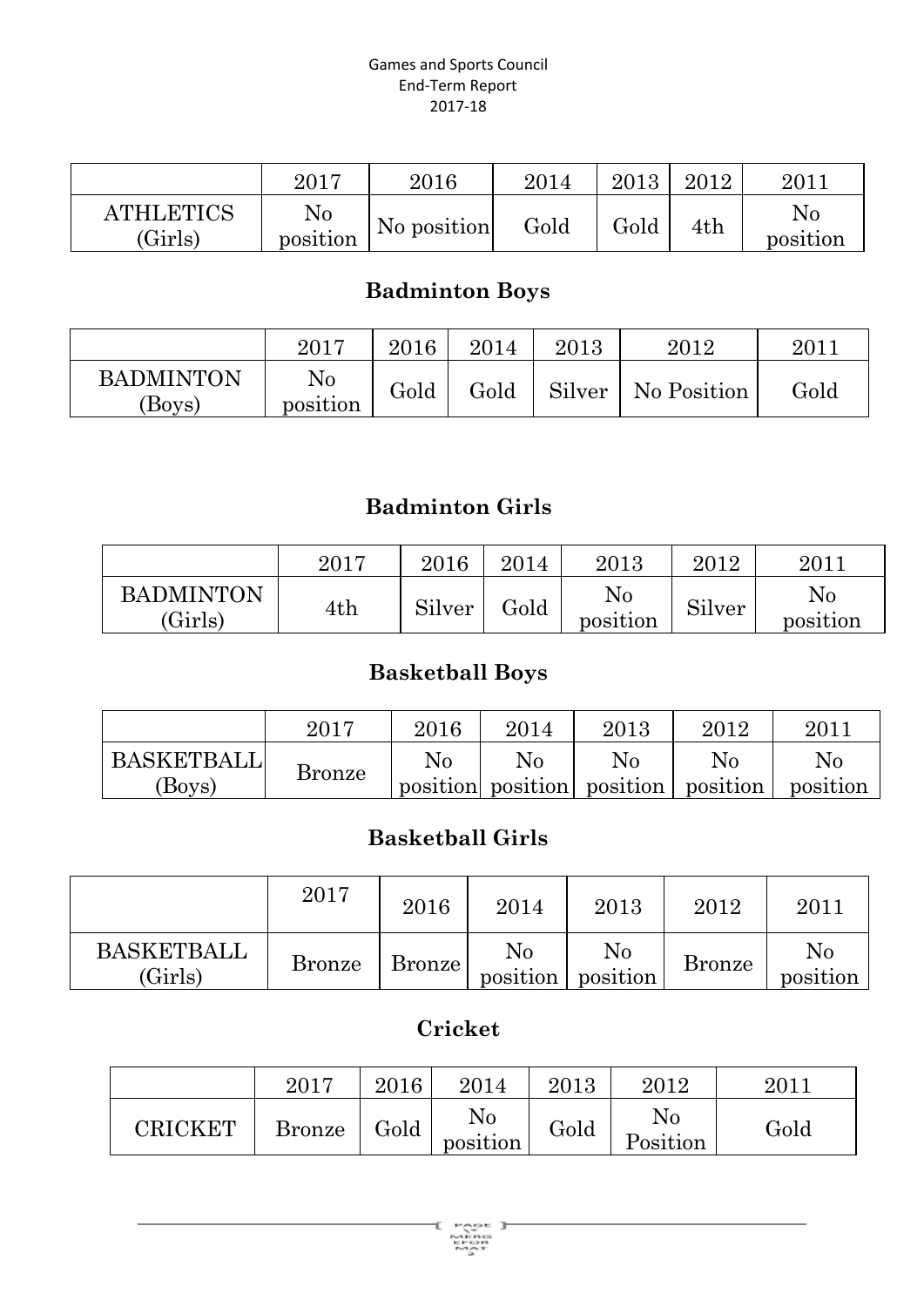| | 2017 | 2016 | 2014 | 2013 | 2012 | 2011 |
|---|---|---|---|---|---|---|
| ATHLETICS (Girls) | No position | No position | Gold | Gold | 4th | No position |

## Badminton Boys

| | 2017 | 2016 | 2014 | 2013 | 2012 | 2011 |
|---|---|---|---|---|---|---|
| BADMINTON (Boys) | No position | Gold | Gold | Silver | No Position | Gold |

## Badminton Girls

| | 2017 | 2016 | 2014 | 2013 | 2012 | 2011 |
|---|---|---|---|---|---|---|
| BADMINTON (Girls) | 4th | Silver | Gold | No position | Silver | No position |

## Basketball Boys

| | 2017 | 2016 | 2014 | 2013 | 2012 | 2011 |
|---|---|---|---|---|---|---|
| BASKETBALL (Boys) | Bronze | No position | No position | No position | No position | No position |

## Basketball Girls

| | 2017 | 2016 | 2014 | 2013 | 2012 | 2011 |
|---|---|---|---|---|---|---|
| BASKETBALL (Girls) | Bronze | Bronze | No position | No position | Bronze | No position |

## Cricket

| | 2017 | 2016 | 2014 | 2013 | 2012 | 2011 |
|---|---|---|---|---|---|---|
| CRICKET | Bronze | Gold | No position | Gold | No Position | Gold |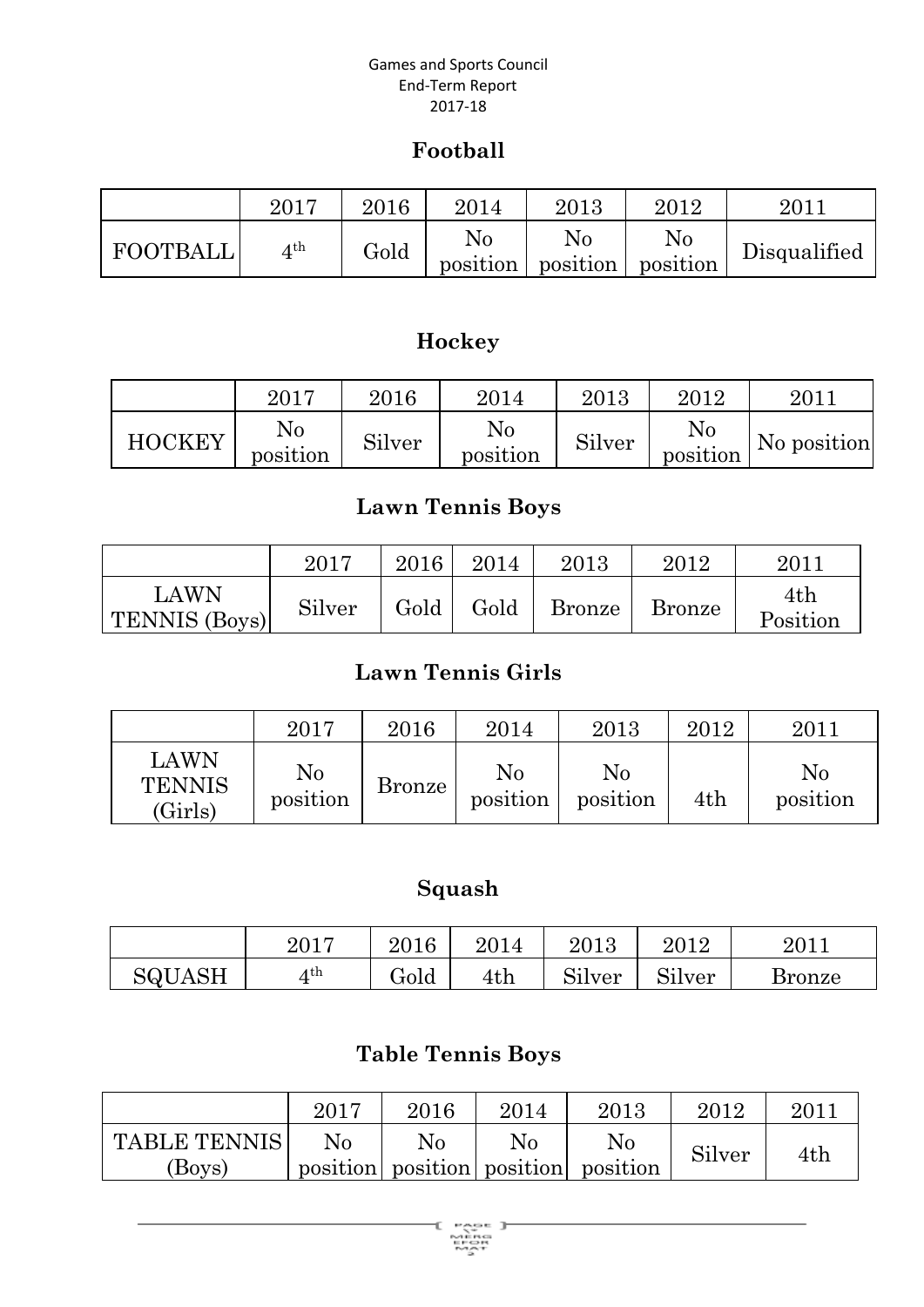Games and Sports Council
End-Term Report
2017-18

## Football

| | 2017 | 2016 | 2014 | 2013 | 2012 | 2011 |
|---|---|---|---|---|---|---|
| FOOTBALL | 4th | Gold | No position | No position | No position | Disqualified |

## Hockey

| | 2017 | 2016 | 2014 | 2013 | 2012 | 2011 |
|---|---|---|---|---|---|---|
| HOCKEY | No position | Silver | No position | Silver | No position | No position |

## Lawn Tennis Boys

| | 2017 | 2016 | 2014 | 2013 | 2012 | 2011 |
|---|---|---|---|---|---|---|
| LAWN TENNIS (Boys) | Silver | Gold | Gold | Bronze | Bronze | 4th Position |

## Lawn Tennis Girls

| | 2017 | 2016 | 2014 | 2013 | 2012 | 2011 |
|---|---|---|---|---|---|---|
| LAWN TENNIS (Girls) | No position | Bronze | No position | No position | 4th | No position |

## Squash

| | 2017 | 2016 | 2014 | 2013 | 2012 | 2011 |
|---|---|---|---|---|---|---|
| SQUASH | 4th | Gold | 4th | Silver | Silver | Bronze |

## Table Tennis Boys

| | 2017 | 2016 | 2014 | 2013 | 2012 | 2011 |
|---|---|---|---|---|---|---|
| TABLE TENNIS (Boys) | No position | No position | No position | No position | Silver | 4th |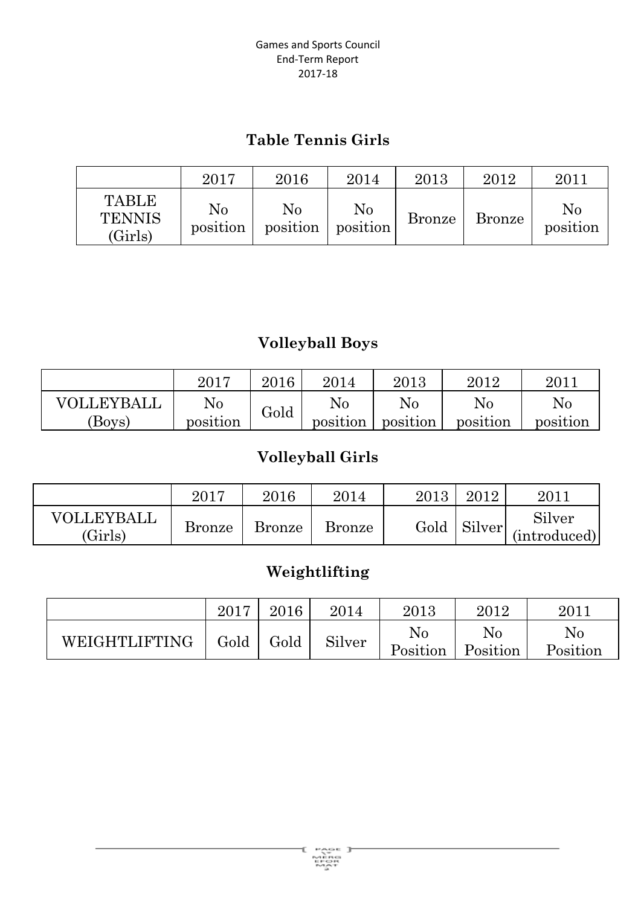## Table Tennis Girls

| | 2017 | 2016 | 2014 | 2013 | 2012 | 2011 |
|---|---|---|---|---|---|---|
| TABLE TENNIS (Girls) | No position | No position | No position | Bronze | Bronze | No position |

## Volleyball Boys

| | 2017 | 2016 | 2014 | 2013 | 2012 | 2011 |
|---|---|---|---|---|---|---|
| VOLLEYBALL (Boys) | No position | Gold | No position | No position | No position | No position |

## Volleyball Girls

| | 2017 | 2016 | 2014 | 2013 | 2012 | 2011 |
|---|---|---|---|---|---|---|
| VOLLEYBALL (Girls) | Bronze | Bronze | Bronze | Gold | Silver | Silver (introduced) |

## Weightlifting

| | 2017 | 2016 | 2014 | 2013 | 2012 | 2011 |
|---|---|---|---|---|---|---|
| WEIGHTLIFTING | Gold | Gold | Silver | No Position | No Position | No Position |